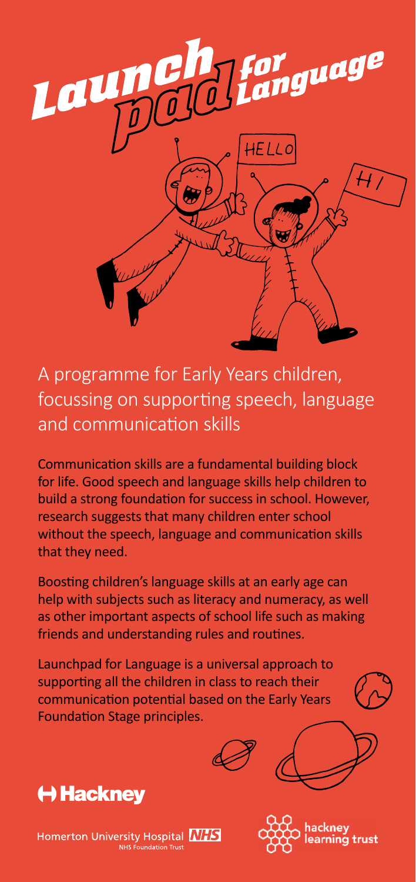# Launchpad for Language

## A programme for Early Years children, focussing on supporting speech, language and communication skills

Communication skills are a fundamental building block for life. Good speech and language skills help children to build a strong foundation for success in school. However, research suggests that many children enter school without the speech, language and communication skills that they need.

Boosting children's language skills at an early age can help with subjects such as literacy and numeracy, as well as other important aspects of school life such as making friends and understanding rules and routines.

Launchpad for Language is a universal approach to supporting all the children in class to reach their communication potential based on the Early Years Foundation Stage principles.

Hackney

Homerton University Hospital NHS Foundation Trust

hackney learning trust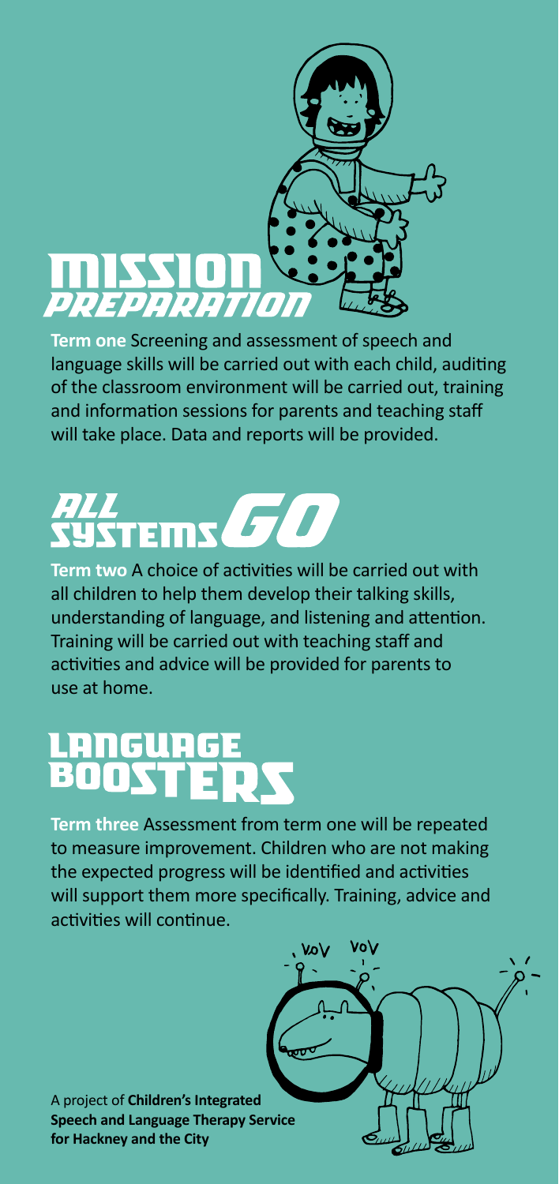# MISSION PREPARATION

**Term one** Screening and assessment of speech and language skills will be carried out with each child, auditing of the classroom environment will be carried out, training and information sessions for parents and teaching staff will take place. Data and reports will be provided.

# ALL SYSTEMS GO

**Term two** A choice of activities will be carried out with all children to help them develop their talking skills, understanding of language, and listening and attention. Training will be carried out with teaching staff and activities and advice will be provided for parents to use at home.

# LANGUAGE BOOSTERS

**Term three** Assessment from term one will be repeated to measure improvement. Children who are not making the expected progress will be identified and activities will support them more specifically. Training, advice and activities will continue.

A project of **Children's Integrated Speech and Language Therapy Service for Hackney and the City**